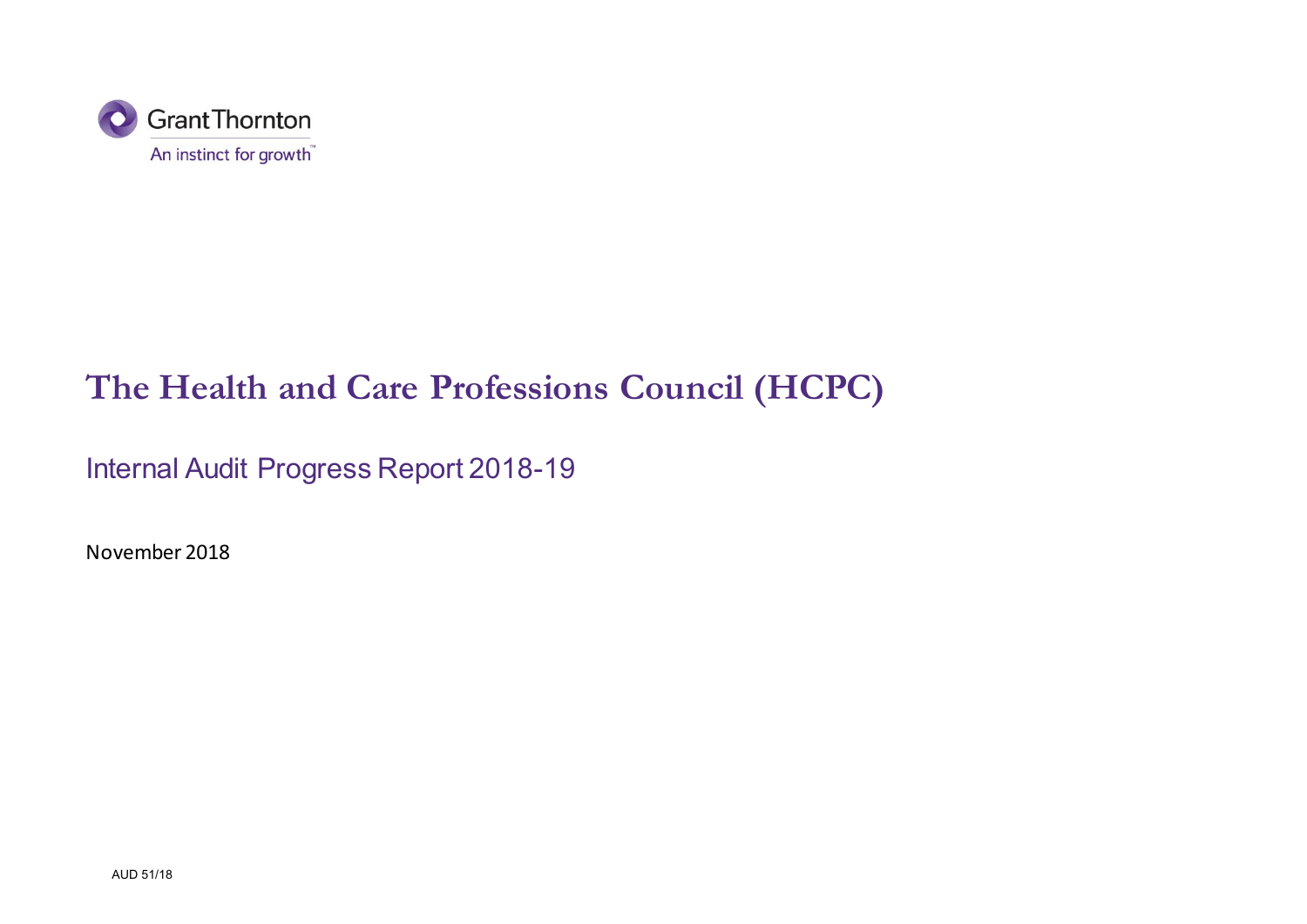Grant Thornton

An instinct for growth™

# The Health and Care Professions Council (HCPC)

## Internal Audit Progress Report 2018-19

November 2018

AUD 51/18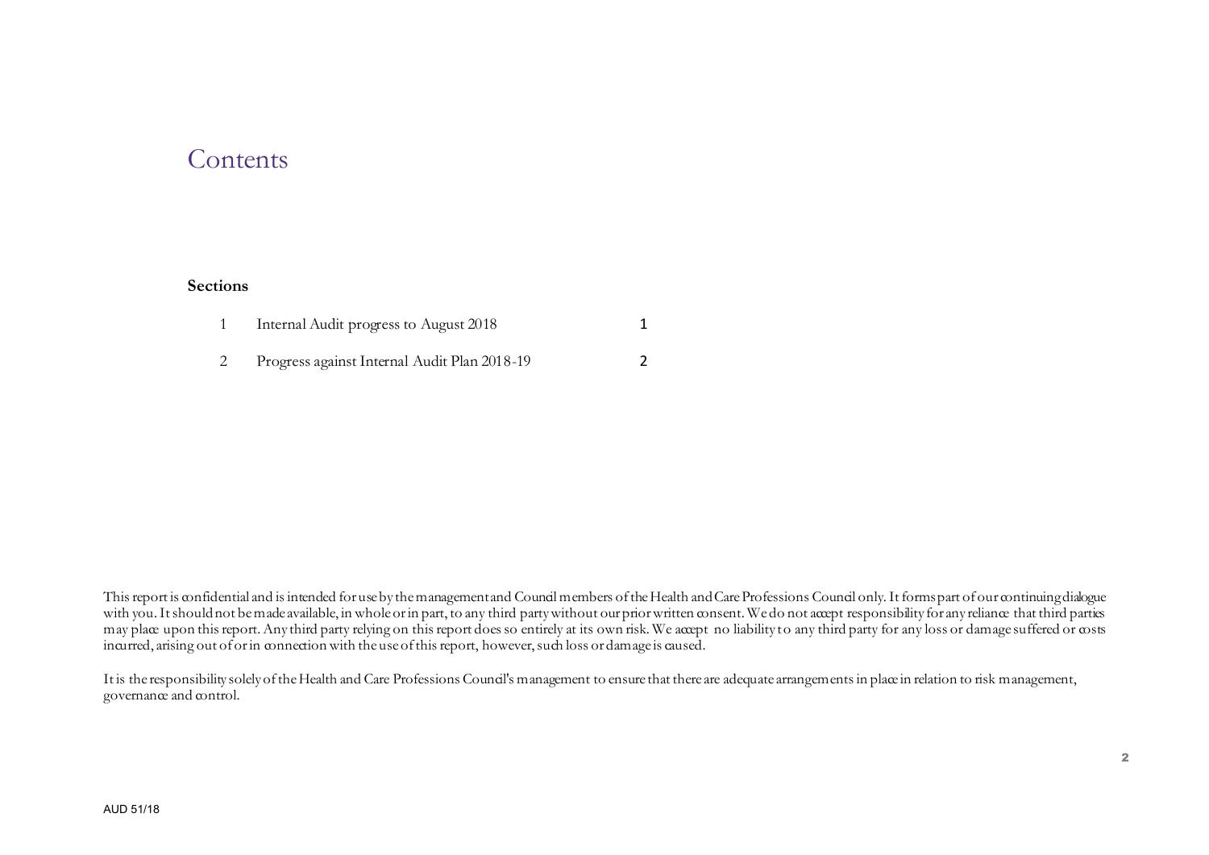# Contents

**Sections**

| | | |
|---|---|---|
| 1 | Internal Audit progress to August 2018 | 1 |
| 2 | Progress against Internal Audit Plan 2018-19 | 2 |

This report is confidential and is intended for use by the management and Council members of the Health and Care Professions Council only. It forms part of our continuing dialogue with you. It should not be made available, in whole or in part, to any third party without our prior written consent. We do not accept responsibility for any reliance that third parties may place upon this report. Any third party relying on this report does so entirely at its own risk. We accept no liability to any third party for any loss or damage suffered or costs incurred, arising out of or in connection with the use of this report, however, such loss or damage is caused.

It is the responsibility solely of the Health and Care Professions Council's management to ensure that there are adequate arrangements in place in relation to risk management, governance and control.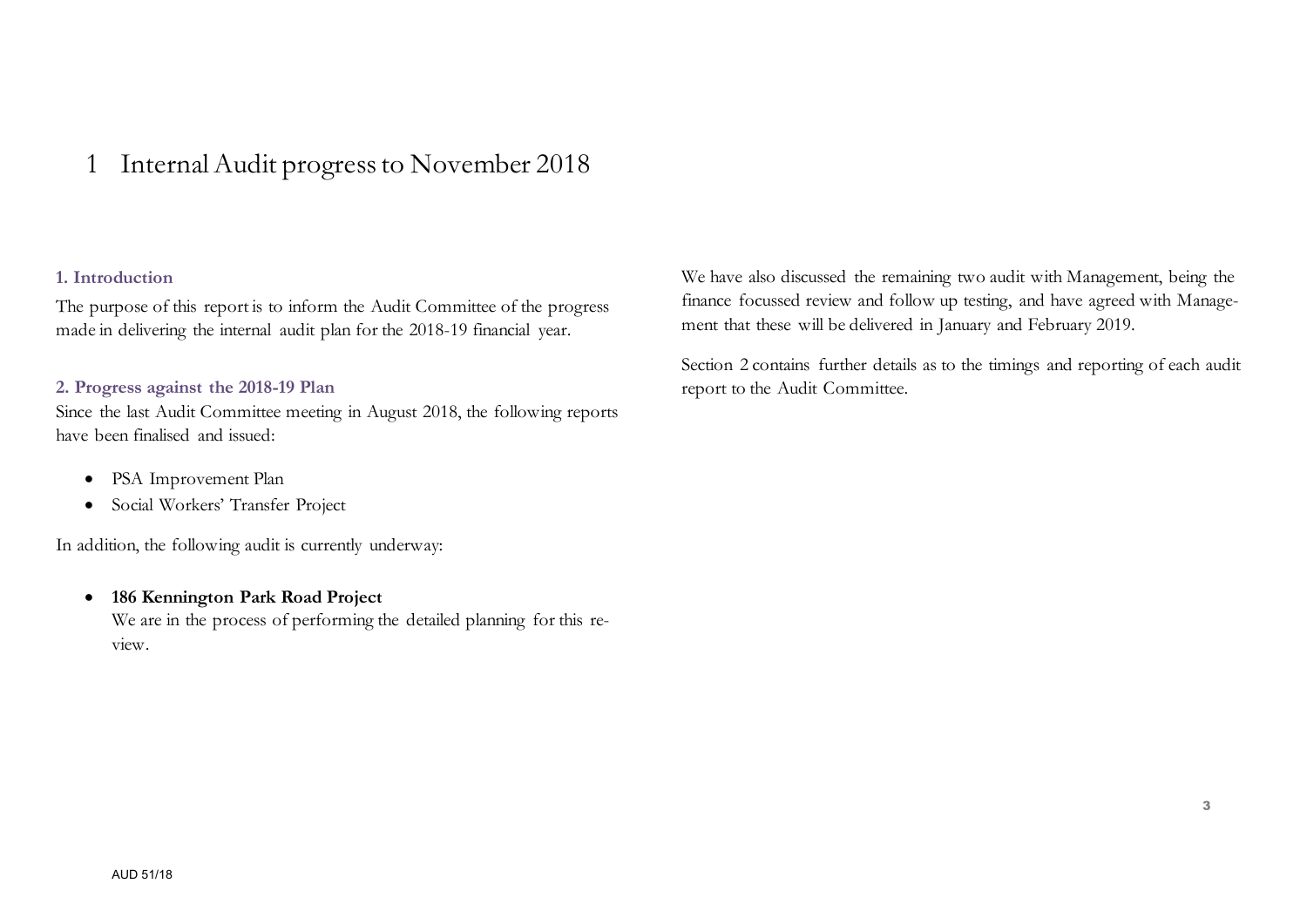# 1 Internal Audit progress to November 2018

### 1. Introduction

The purpose of this report is to inform the Audit Committee of the progress made in delivering the internal audit plan for the 2018-19 financial year.

### 2. Progress against the 2018-19 Plan

Since the last Audit Committee meeting in August 2018, the following reports have been finalised and issued:

- PSA Improvement Plan
- Social Workers' Transfer Project

In addition, the following audit is currently underway:

- **186 Kennington Park Road Project**
  We are in the process of performing the detailed planning for this review.

We have also discussed the remaining two audit with Management, being the finance focussed review and follow up testing, and have agreed with Management that these will be delivered in January and February 2019.

Section 2 contains further details as to the timings and reporting of each audit report to the Audit Committee.

AUD 51/18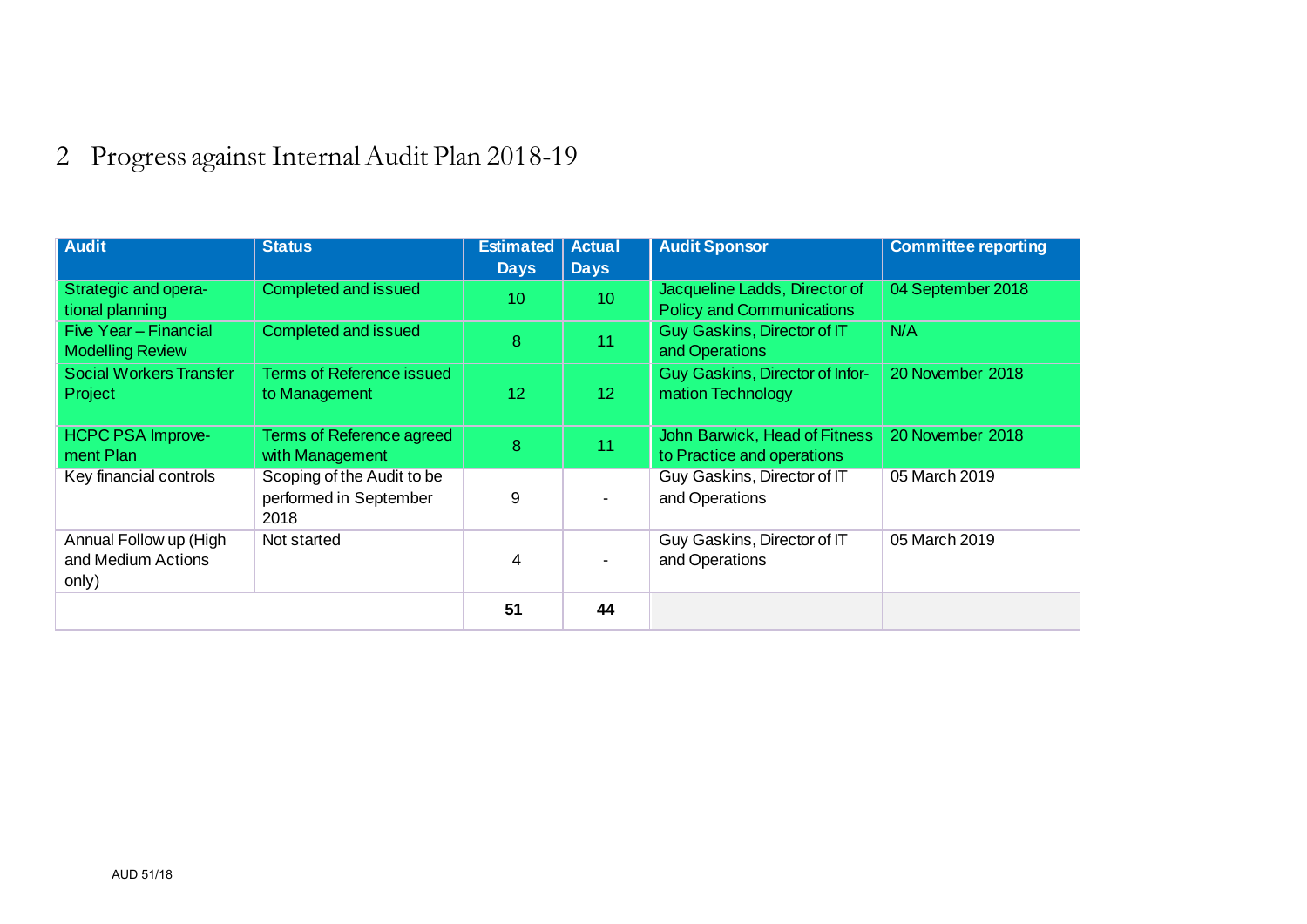## 2 Progress against Internal Audit Plan 2018-19

| Audit | Status | Estimated Days | Actual Days | Audit Sponsor | Committee reporting |
|---|---|---|---|---|---|
| Strategic and operational planning | Completed and issued | 10 | 10 | Jacqueline Ladds, Director of Policy and Communications | 04 September 2018 |
| Five Year – Financial Modelling Review | Completed and issued | 8 | 11 | Guy Gaskins, Director of IT and Operations | N/A |
| Social Workers Transfer Project | Terms of Reference issued to Management | 12 | 12 | Guy Gaskins, Director of Information Technology | 20 November 2018 |
| HCPC PSA Improvement Plan | Terms of Reference agreed with Management | 8 | 11 | John Barwick, Head of Fitness to Practice and operations | 20 November 2018 |
| Key financial controls | Scoping of the Audit to be performed in September 2018 | 9 | - | Guy Gaskins, Director of IT and Operations | 05 March 2019 |
| Annual Follow up (High and Medium Actions only) | Not started | 4 | - | Guy Gaskins, Director of IT and Operations | 05 March 2019 |
| | | **51** | **44** | | |

AUD 51/18